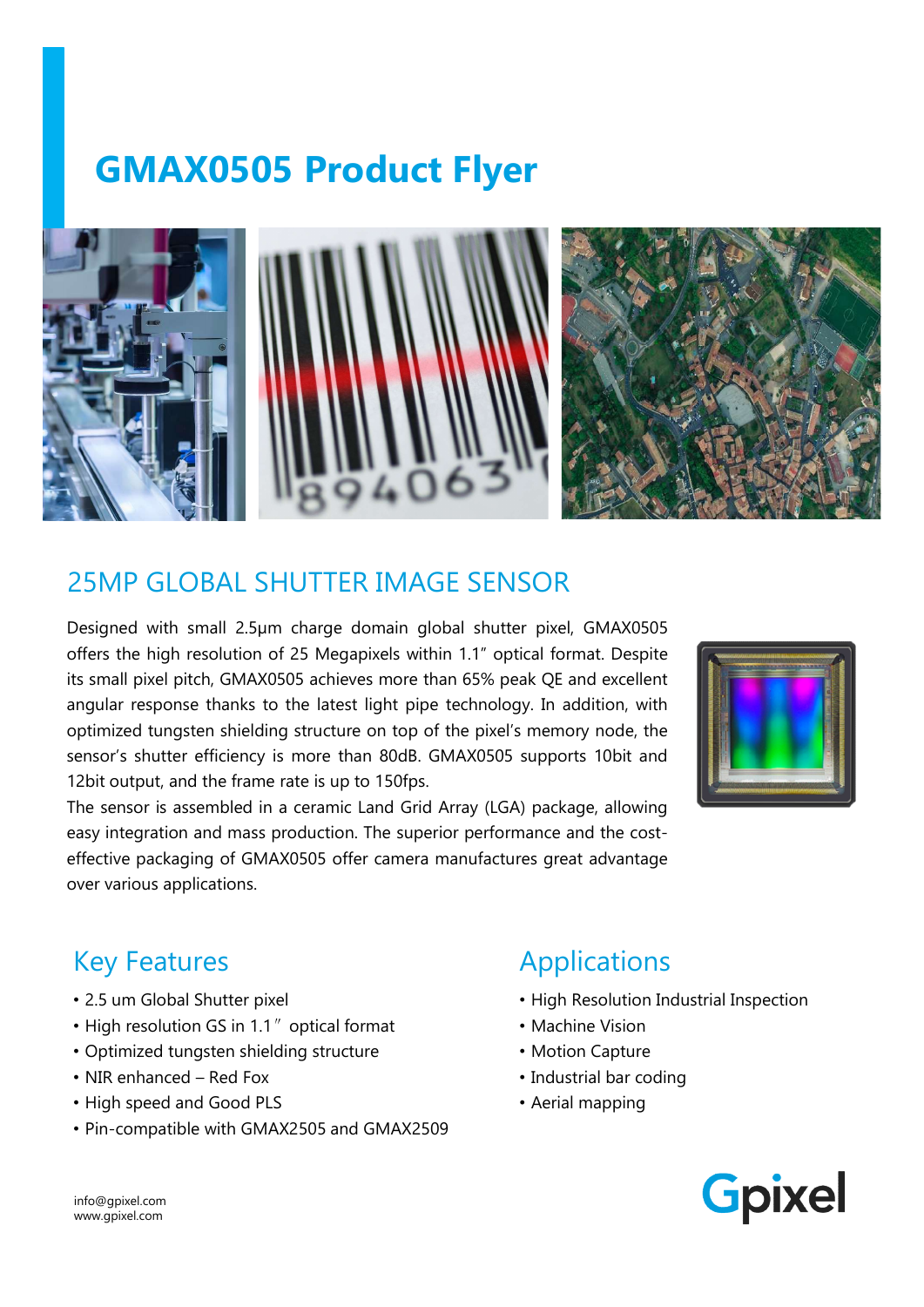# GMAX0505 Product Flyer

## 25MP GLOBAL SHUTTER IMAGE SENSOR

Designed with small 2.5μm charge domain global shutter pixel, GMAX0505 offers the high resolution of 25 Megapixels within 1.1" optical format. Despite its small pixel pitch, GMAX0505 achieves more than 65% peak QE and excellent angular response thanks to the latest light pipe technology. In addition, with optimized tungsten shielding structure on top of the pixel's memory node, the sensor's shutter efficiency is more than 80dB. GMAX0505 supports 10bit and 12bit output, and the frame rate is up to 150fps.

The sensor is assembled in a ceramic Land Grid Array (LGA) package, allowing easy integration and mass production. The superior performance and the cost-effective packaging of GMAX0505 offer camera manufactures great advantage over various applications.

## Key Features

- 2.5 um Global Shutter pixel
- High resolution GS in 1.1" optical format
- Optimized tungsten shielding structure
- NIR enhanced – Red Fox
- High speed and Good PLS
- Pin-compatible with GMAX2505 and GMAX2509

## Applications

- High Resolution Industrial Inspection
- Machine Vision
- Motion Capture
- Industrial bar coding
- Aerial mapping

info@gpixel.com
www.gpixel.com

Gpixel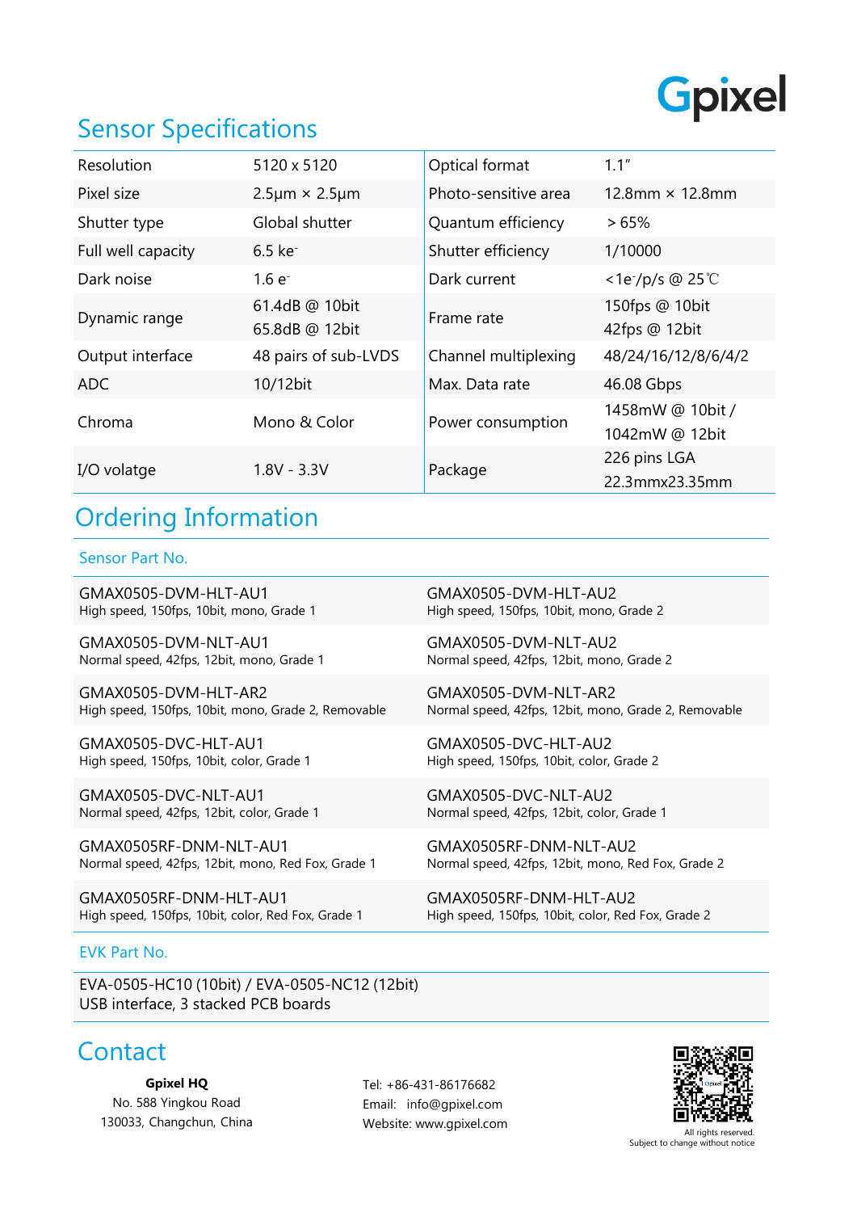## Sensor Specifications

| | | | |
|---|---|---|---|
| Resolution | 5120 x 5120 | Optical format | 1.1″ |
| Pixel size | 2.5μm × 2.5μm | Photo-sensitive area | 12.8mm × 12.8mm |
| Shutter type | Global shutter | Quantum efficiency | > 65% |
| Full well capacity | 6.5 ke$^-$ | Shutter efficiency | 1/10000 |
| Dark noise | 1.6 e$^-$ | Dark current | <1e$^-$/p/s @ 25℃ |
| Dynamic range | 61.4dB @ 10bit<br>65.8dB @ 12bit | Frame rate | 150fps @ 10bit<br>42fps @ 12bit |
| Output interface | 48 pairs of sub-LVDS | Channel multiplexing | 48/24/16/12/8/6/4/2 |
| ADC | 10/12bit | Max. Data rate | 46.08 Gbps |
| Chroma | Mono & Color | Power consumption | 1458mW @ 10bit /<br>1042mW @ 12bit |
| I/O volatge | 1.8V - 3.3V | Package | 226 pins LGA<br>22.3mmx23.35mm |

## Ordering Information

### Sensor Part No.

| | |
|---|---|
| GMAX0505-DVM-HLT-AU1<br>High speed, 150fps, 10bit, mono, Grade 1 | GMAX0505-DVM-HLT-AU2<br>High speed, 150fps, 10bit, mono, Grade 2 |
| GMAX0505-DVM-NLT-AU1<br>Normal speed, 42fps, 12bit, mono, Grade 1 | GMAX0505-DVM-NLT-AU2<br>Normal speed, 42fps, 12bit, mono, Grade 2 |
| GMAX0505-DVM-HLT-AR2<br>High speed, 150fps, 10bit, mono, Grade 2, Removable | GMAX0505-DVM-NLT-AR2<br>Normal speed, 42fps, 12bit, mono, Grade 2, Removable |
| GMAX0505-DVC-HLT-AU1<br>High speed, 150fps, 10bit, color, Grade 1 | GMAX0505-DVC-HLT-AU2<br>High speed, 150fps, 10bit, color, Grade 2 |
| GMAX0505-DVC-NLT-AU1<br>Normal speed, 42fps, 12bit, color, Grade 1 | GMAX0505-DVC-NLT-AU2<br>Normal speed, 42fps, 12bit, color, Grade 1 |
| GMAX0505RF-DNM-NLT-AU1<br>Normal speed, 42fps, 12bit, mono, Red Fox, Grade 1 | GMAX0505RF-DNM-NLT-AU2<br>Normal speed, 42fps, 12bit, mono, Red Fox, Grade 2 |
| GMAX0505RF-DNM-HLT-AU1<br>High speed, 150fps, 10bit, color, Red Fox, Grade 1 | GMAX0505RF-DNM-HLT-AU2<br>High speed, 150fps, 10bit, color, Red Fox, Grade 2 |

### EVK Part No.

EVA-0505-HC10 (10bit) / EVA-0505-NC12 (12bit)
USB interface, 3 stacked PCB boards

## Contact

**Gpixel HQ**
No. 588 Yingkou Road
130033, Changchun, China

Tel: +86-431-86176682
Email: info@gpixel.com
Website: www.gpixel.com

All rights reserved.
Subject to change without notice